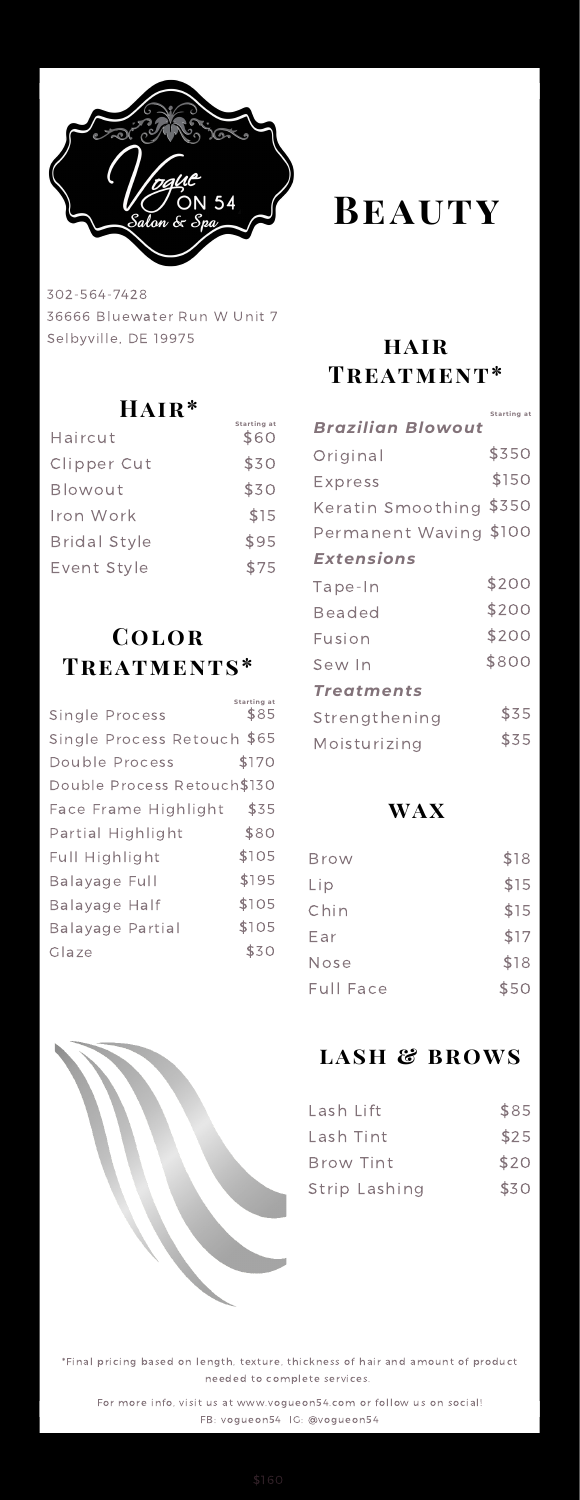Vogue ON 54 Salon & Spa

# Beauty

302-564-7428
36666 Bluewater Run W Unit 7
Selbyville, DE 19975

## Hair*

| | Starting at |
|---|---|
| Haircut | $60 |
| Clipper Cut | $30 |
| Blowout | $30 |
| Iron Work | $15 |
| Bridal Style | $95 |
| Event Style | $75 |

## Color Treatments*

| | Starting at |
|---|---|
| Single Process | $85 |
| Single Process Retouch | $65 |
| Double Process | $170 |
| Double Process Retouch | $130 |
| Face Frame Highlight | $35 |
| Partial Highlight | $80 |
| Full Highlight | $105 |
| Balayage Full | $195 |
| Balayage Half | $105 |
| Balayage Partial | $105 |
| Glaze | $30 |

## Hair Treatment*

| | Starting at |
|---|---|
| ***Brazilian Blowout*** | |
| Original | $350 |
| Express | $150 |
| Keratin Smoothing | $350 |
| Permanent Waving | $100 |
| ***Extensions*** | |
| Tape-In | $200 |
| Beaded | $200 |
| Fusion | $200 |
| Sew In | $800 |
| ***Treatments*** | |
| Strengthening | $35 |
| Moisturizing | $35 |

## Wax

| | |
|---|---|
| Brow | $18 |
| Lip | $15 |
| Chin | $15 |
| Ear | $17 |
| Nose | $18 |
| Full Face | $50 |

## Lash & Brows

| | |
|---|---|
| Lash Lift | $85 |
| Lash Tint | $25 |
| Brow Tint | $20 |
| Strip Lashing | $30 |

*Final pricing based on length, texture, thickness of hair and amount of product needed to complete services.

For more info, visit us at www.vogueon54.com or follow us on social!
FB: vogueon54 IG: @vogueon54

$160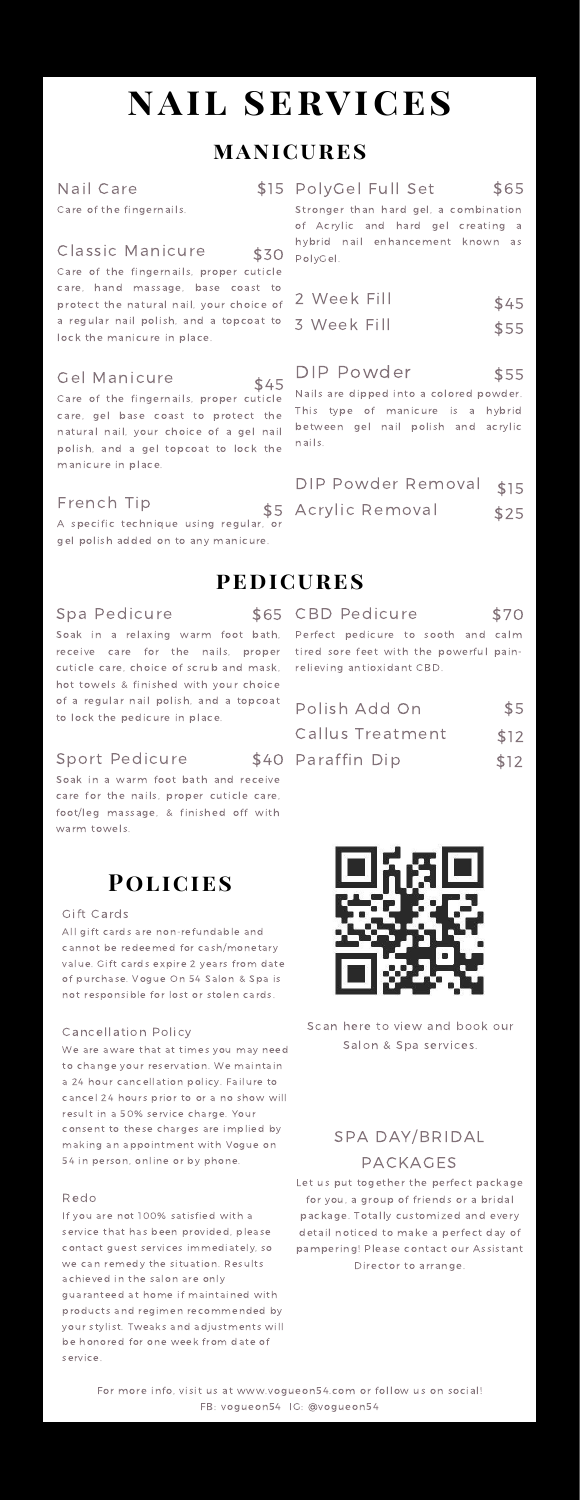# NAIL SERVICES

## MANICURES

**Nail Care** — $15

Care of the fingernails.

**Classic Manicure** — $30

Care of the fingernails, proper cuticle care, hand massage, base coast to protect the natural nail, your choice of a regular nail polish, and a topcoat to lock the manicure in place.

**Gel Manicure** — $45

Care of the fingernails, proper cuticle care, gel base coast to protect the natural nail, your choice of a gel nail polish, and a gel topcoat to lock the manicure in place.

**French Tip** — $5

A specific technique using regular, or gel polish added on to any manicure.

**PolyGel Full Set** — $65

Stronger than hard gel, a combination of Acrylic and hard gel creating a hybrid nail enhancement known as PolyGel.

**2 Week Fill** — $45

**3 Week Fill** — $55

**DIP Powder** — $55

Nails are dipped into a colored powder. This type of manicure is a hybrid between gel nail polish and acrylic nails.

**DIP Powder Removal** — $15

**Acrylic Removal** — $25

## PEDICURES

**Spa Pedicure** — $65

Soak in a relaxing warm foot bath, receive care for the nails, proper cuticle care, choice of scrub and mask, hot towels & finished with your choice of a regular nail polish, and a topcoat to lock the pedicure in place.

**Sport Pedicure** — $40

Soak in a warm foot bath and receive care for the nails, proper cuticle care, foot/leg massage, & finished off with warm towels.

**CBD Pedicure** — $70

Perfect pedicure to sooth and calm tired sore feet with the powerful pain-relieving antioxidant CBD.

**Polish Add On** — $5

**Callus Treatment** — $12

**Paraffin Dip** — $12

## Policies

### Gift Cards

All gift cards are non-refundable and cannot be redeemed for cash/monetary value. Gift cards expire 2 years from date of purchase. Vogue On 54 Salon & Spa is not responsible for lost or stolen cards.

### Cancellation Policy

We are aware that at times you may need to change your reservation. We maintain a 24 hour cancellation policy. Failure to cancel 24 hours prior to or a no show will result in a 50% service charge. Your consent to these charges are implied by making an appointment with Vogue on 54 in person, online or by phone.

### Redo

If you are not 100% satisfied with a service that has been provided, please contact guest services immediately, so we can remedy the situation. Results achieved in the salon are only guaranteed at home if maintained with products and regimen recommended by your stylist. Tweaks and adjustments will be honored for one week from date of service.

Scan here to view and book our Salon & Spa services.

## SPA DAY/BRIDAL PACKAGES

Let us put together the perfect package for you, a group of friends or a bridal package. Totally customized and every detail noticed to make a perfect day of pampering! Please contact our Assistant Director to arrange.

For more info, visit us at www.vogueon54.com or follow us on social!
FB: vogueon54 IG: @vogueon54